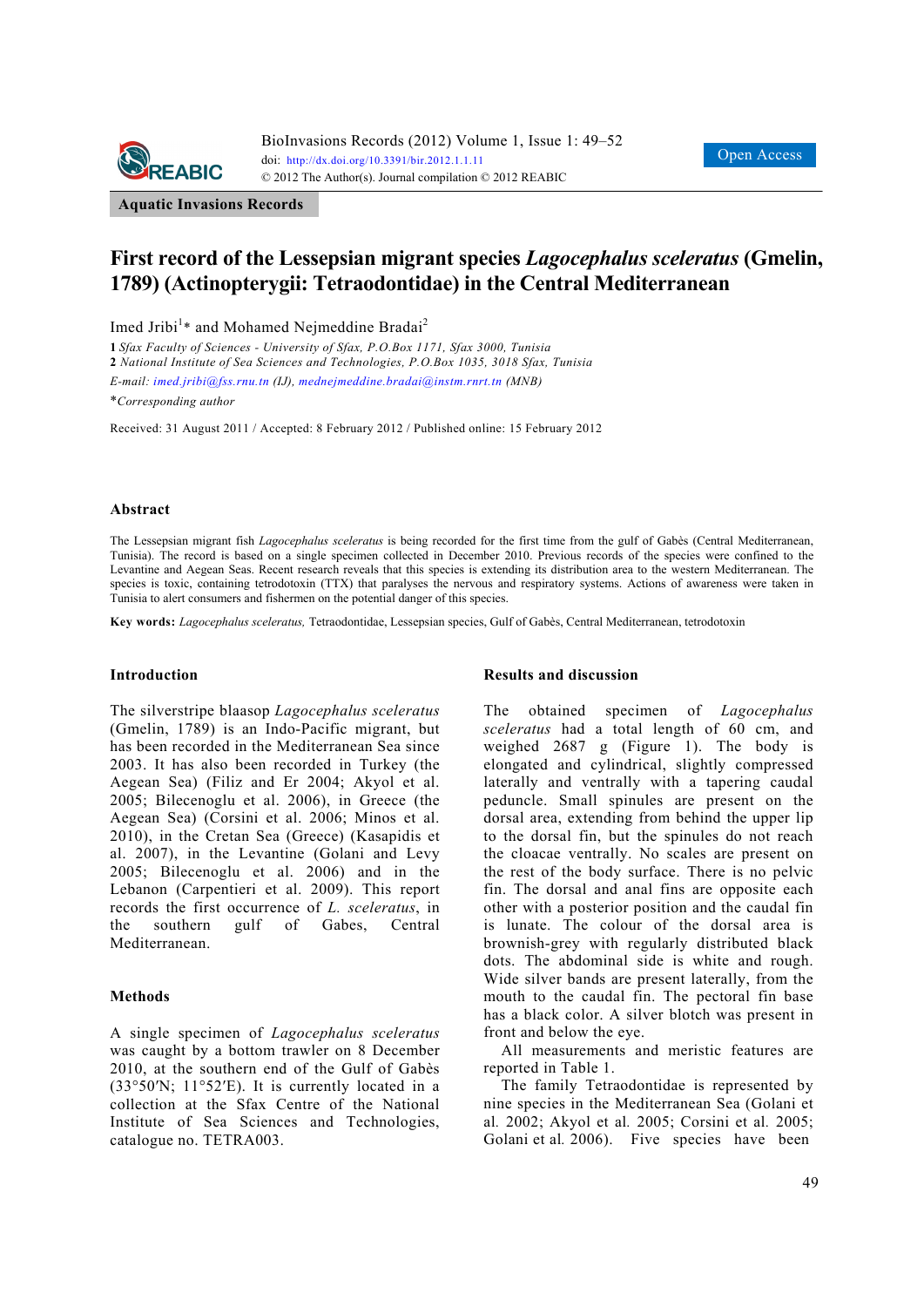Aquatic Invasions Records

# First record of the Lessepsian migrant species *Lagocephalus sceleratus* (Gmelin, 1789) (Actinopterygii: Tetraodontidae) in the Central Mediterranean

Imed Jribi[1]* and Mohamed Nejmeddine Bradai[2]

[1] *Sfax Faculty of Sciences - University of Sfax, P.O.Box 1171, Sfax 3000, Tunisia*
[2] *National Institute of Sea Sciences and Technologies, P.O.Box 1035, 3018 Sfax, Tunisia*
*E-mail: imed.jribi@fss.rnu.tn (IJ), mednejmeddine.bradai@instm.rnrt.tn (MNB)*
**Corresponding author*

Received: 31 August 2011 / Accepted: 8 February 2012 / Published online: 15 February 2012

## Abstract

The Lessepsian migrant fish *Lagocephalus sceleratus* is being recorded for the first time from the gulf of Gabès (Central Mediterranean, Tunisia). The record is based on a single specimen collected in December 2010. Previous records of the species were confined to the Levantine and Aegean Seas. Recent research reveals that this species is extending its distribution area to the western Mediterranean. The species is toxic, containing tetrodotoxin (TTX) that paralyses the nervous and respiratory systems. Actions of awareness were taken in Tunisia to alert consumers and fishermen on the potential danger of this species.

**Key words:** *Lagocephalus sceleratus,* Tetraodontidae, Lessepsian species, Gulf of Gabès, Central Mediterranean, tetrodotoxin

## Introduction

The silverstripe blaasop *Lagocephalus sceleratus* (Gmelin, 1789) is an Indo-Pacific migrant, but has been recorded in the Mediterranean Sea since 2003. It has also been recorded in Turkey (the Aegean Sea) (Filiz and Er 2004; Akyol et al. 2005; Bilecenoglu et al. 2006), in Greece (the Aegean Sea) (Corsini et al. 2006; Minos et al. 2010), in the Cretan Sea (Greece) (Kasapidis et al. 2007), in the Levantine (Golani and Levy 2005; Bilecenoglu et al. 2006) and in the Lebanon (Carpentieri et al. 2009). This report records the first occurrence of *L. sceleratus*, in the southern gulf of Gabes, Central Mediterranean.

## Methods

A single specimen of *Lagocephalus sceleratus* was caught by a bottom trawler on 8 December 2010, at the southern end of the Gulf of Gabès (33°50′N; 11°52′E). It is currently located in a collection at the Sfax Centre of the National Institute of Sea Sciences and Technologies, catalogue no. TETRA003.

## Results and discussion

The obtained specimen of *Lagocephalus sceleratus* had a total length of 60 cm, and weighed 2687 g (Figure 1). The body is elongated and cylindrical, slightly compressed laterally and ventrally with a tapering caudal peduncle. Small spinules are present on the dorsal area, extending from behind the upper lip to the dorsal fin, but the spinules do not reach the cloacae ventrally. No scales are present on the rest of the body surface. There is no pelvic fin. The dorsal and anal fins are opposite each other with a posterior position and the caudal fin is lunate. The colour of the dorsal area is brownish-grey with regularly distributed black dots. The abdominal side is white and rough. Wide silver bands are present laterally, from the mouth to the caudal fin. The pectoral fin base has a black color. A silver blotch was present in front and below the eye.

All measurements and meristic features are reported in Table 1.

The family Tetraodontidae is represented by nine species in the Mediterranean Sea (Golani et al. 2002; Akyol et al. 2005; Corsini et al. 2005; Golani et al. 2006). Five species have been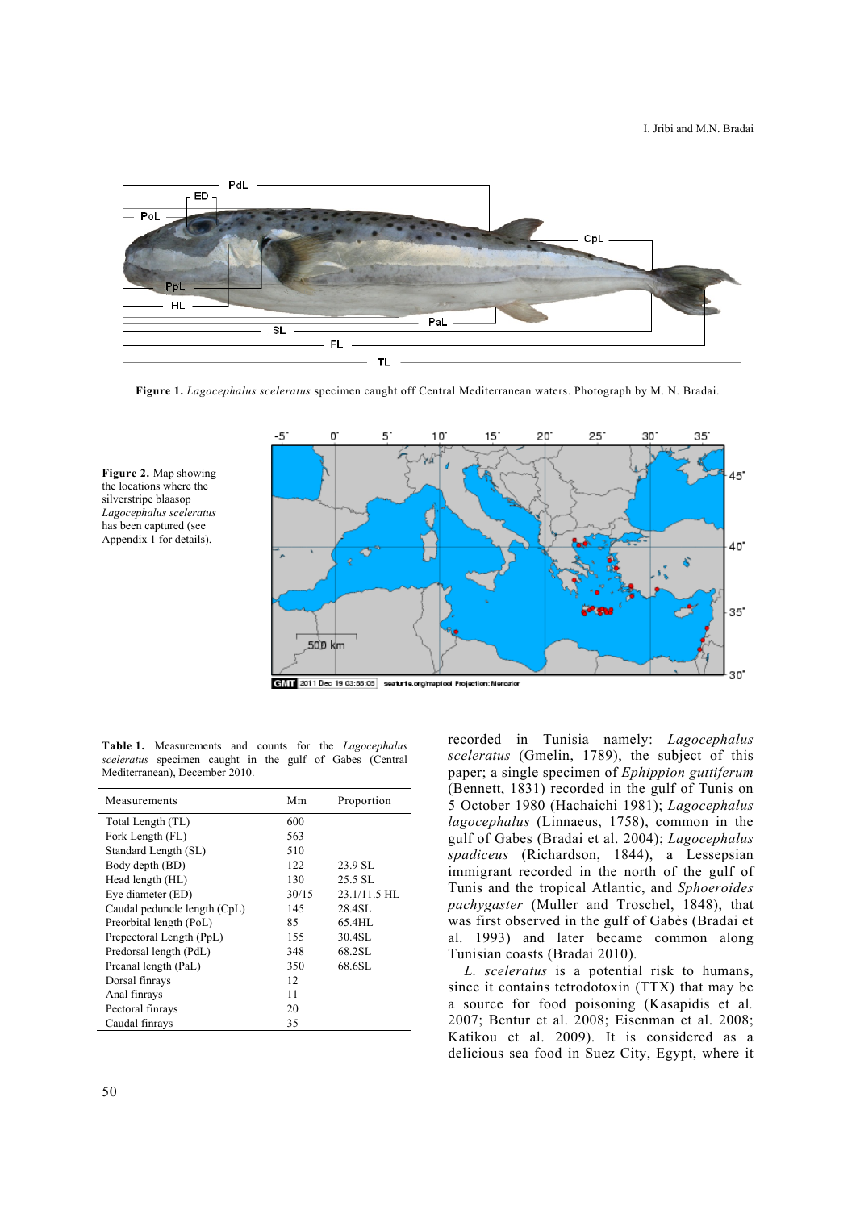**Figure 1.** *Lagocephalus sceleratus* specimen caught off Central Mediterranean waters. Photograph by M. N. Bradai.

**Figure 2.** Map showing the locations where the silverstripe blaasop *Lagocephalus sceleratus* has been captured (see Appendix 1 for details).

**Table 1.** Measurements and counts for the *Lagocephalus sceleratus* specimen caught in the gulf of Gabes (Central Mediterranean), December 2010.

| Measurements | Mm | Proportion |
|---|---|---|
| Total Length (TL) | 600 | |
| Fork Length (FL) | 563 | |
| Standard Length (SL) | 510 | |
| Body depth (BD) | 122 | 23.9 SL |
| Head length (HL) | 130 | 25.5 SL |
| Eye diameter (ED) | 30/15 | 23.1/11.5 HL |
| Caudal peduncle length (CpL) | 145 | 28.4SL |
| Preorbital length (PoL) | 85 | 65.4HL |
| Prepectoral Length (PpL) | 155 | 30.4SL |
| Predorsal length (PdL) | 348 | 68.2SL |
| Preanal length (PaL) | 350 | 68.6SL |
| Dorsal finrays | 12 | |
| Anal finrays | 11 | |
| Pectoral finrays | 20 | |
| Caudal finrays | 35 | |

recorded in Tunisia namely: *Lagocephalus sceleratus* (Gmelin, 1789), the subject of this paper; a single specimen of *Ephippion guttiferum* (Bennett, 1831) recorded in the gulf of Tunis on 5 October 1980 (Hachaichi 1981); *Lagocephalus lagocephalus* (Linnaeus, 1758), common in the gulf of Gabes (Bradai et al. 2004); *Lagocephalus spadiceus* (Richardson, 1844), a Lessepsian immigrant recorded in the north of the gulf of Tunis and the tropical Atlantic, and *Sphoeroides pachygaster* (Muller and Troschel, 1848), that was first observed in the gulf of Gabès (Bradai et al. 1993) and later became common along Tunisian coasts (Bradai 2010).

*L. sceleratus* is a potential risk to humans, since it contains tetrodotoxin (TTX) that may be a source for food poisoning (Kasapidis et al. 2007; Bentur et al. 2008; Eisenman et al. 2008; Katikou et al. 2009). It is considered as a delicious sea food in Suez City, Egypt, where it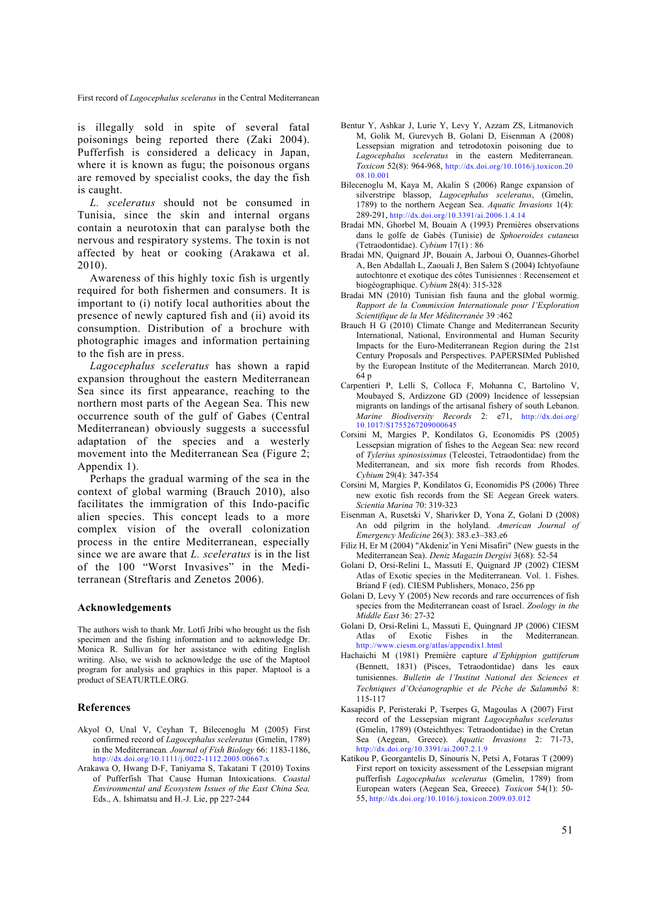is illegally sold in spite of several fatal poisonings being reported there (Zaki 2004). Pufferfish is considered a delicacy in Japan, where it is known as fugu; the poisonous organs are removed by specialist cooks, the day the fish is caught.

*L. sceleratus* should not be consumed in Tunisia, since the skin and internal organs contain a neurotoxin that can paralyse both the nervous and respiratory systems. The toxin is not affected by heat or cooking (Arakawa et al. 2010).

Awareness of this highly toxic fish is urgently required for both fishermen and consumers. It is important to (i) notify local authorities about the presence of newly captured fish and (ii) avoid its consumption. Distribution of a brochure with photographic images and information pertaining to the fish are in press.

*Lagocephalus sceleratus* has shown a rapid expansion throughout the eastern Mediterranean Sea since its first appearance, reaching to the northern most parts of the Aegean Sea. This new occurrence south of the gulf of Gabes (Central Mediterranean) obviously suggests a successful adaptation of the species and a westerly movement into the Mediterranean Sea (Figure 2; Appendix 1).

Perhaps the gradual warming of the sea in the context of global warming (Brauch 2010), also facilitates the immigration of this Indo-pacific alien species. This concept leads to a more complex vision of the overall colonization process in the entire Mediterranean, especially since we are aware that *L. sceleratus* is in the list of the 100 "Worst Invasives" in the Mediterranean (Streftaris and Zenetos 2006).

## Acknowledgements

The authors wish to thank Mr. Lotfi Jribi who brought us the fish specimen and the fishing information and to acknowledge Dr. Monica R. Sullivan for her assistance with editing English writing. Also, we wish to acknowledge the use of the Maptool program for analysis and graphics in this paper. Maptool is a product of SEATURTLE.ORG.

## References

Akyol O, Unal V, Ceyhan T, Bilecenoglu M (2005) First confirmed record of *Lagocephalus sceleratus* (Gmelin, 1789) in the Mediterranean. *Journal of Fish Biology* 66: 1183-1186, http://dx.doi.org/10.1111/j.0022-1112.2005.00667.x

Arakawa O, Hwang D-F, Taniyama S, Takatani T (2010) Toxins of Pufferfish That Cause Human Intoxications. *Coastal Environmental and Ecosystem Issues of the East China Sea,* Eds., A. Ishimatsu and H.-J. Lie, pp 227-244

Bentur Y, Ashkar J, Lurie Y, Levy Y, Azzam ZS, Litmanovich M, Golik M, Gurevych B, Golani D, Eisenman A (2008) Lessepsian migration and tetrodotoxin poisoning due to *Lagocephalus sceleratus* in the eastern Mediterranean. *Toxicon* 52(8): 964-968, http://dx.doi.org/10.1016/j.toxicon.2008.10.001

Bilecenoglu M, Kaya M, Akalin S (2006) Range expansion of silverstripe blassop, *Lagocephalus sceleratus*, (Gmelin, 1789) to the northern Aegean Sea. *Aquatic Invasions* 1(4): 289-291, http://dx.doi.org/10.3391/ai.2006.1.4.14

Bradai MN, Ghorbel M, Bouain A (1993) Premières observations dans le golfe de Gabès (Tunisie) de *Sphoeroides cutaneus* (Tetraodontidae). *Cybium* 17(1) : 86

Bradai MN, Quignard JP, Bouain A, Jarboui O, Ouannes-Ghorbel A, Ben Abdallah L, Zaouali J, Ben Salem S (2004) Ichtyofaune autochtonre et exotique des côtes Tunisiennes : Recensement et biogéographique. *Cybium* 28(4): 315-328

Bradai MN (2010) Tunisian fish fauna and the global wormig. *Rapport de la Commission Internationale pour l'Exploration Scientifique de la Mer Méditerranée* 39 :462

Brauch H G (2010) Climate Change and Mediterranean Security International, National, Environmental and Human Security Impacts for the Euro-Mediterranean Region during the 21st Century Proposals and Perspectives. PAPERSIMed Published by the European Institute of the Mediterranean. March 2010, 64 p

Carpentieri P, Lelli S, Colloca F, Mohanna C, Bartolino V, Moubayed S, Ardizzone GD (2009) Incidence of lessepsian migrants on landings of the artisanal fishery of south Lebanon. *Marine Biodiversity Records* 2: e71, http://dx.doi.org/10.1017/S1755267209000645

Corsini M, Margies P, Kondilatos G, Economidis PS (2005) Lessepsian migration of fishes to the Aegean Sea: new record of *Tylerius spinosissimus* (Teleostei, Tetraodontidae) from the Mediterranean, and six more fish records from Rhodes. *Cybium* 29(4): 347-354

Corsini M, Margies P, Kondilatos G, Economidis PS (2006) Three new exotic fish records from the SE Aegean Greek waters. *Scientia Marina* 70: 319-323

Eisenman A, Rusetski V, Sharivker D, Yona Z, Golani D (2008) An odd pilgrim in the holyland. *American Journal of Emergency Medicine* 26(3): 383.e3–383.e6

Filiz H, Er M (2004) "Akdeniz'in Yeni Misafiri" (New guests in the Mediterranean Sea). *Deniz Magazin Dergisi* 3(68): 52-54

Golani D, Orsi-Relini L, Massutí E, Quignard JP (2002) CIESM Atlas of Exotic species in the Mediterranean. Vol. 1. Fishes. Briand F (ed). CIESM Publishers, Monaco, 256 pp

Golani D, Levy Y (2005) New records and rare occurrences of fish species from the Mediterranean coast of Israel. *Zoology in the Middle East* 36: 27-32

Golani D, Orsi-Relini L, Massuti E, Quignard JP (2006) CIESM Atlas of Exotic Fishes in the Mediterranean. http://www.ciesm.org/atlas/appendix1.html

Hachaichi M (1981) Première capture *d'Ephippion guttiferum* (Bennett, 1831) (Pisces, Tetraodontidae) dans les eaux tunisiennes. *Bulletin de l'Institut National des Sciences et Techniques d'Océanographie et de Pêche de Salammbô* 8: 115-117

Kasapidis P, Peristeraki P, Tserpes G, Magoulas A (2007) First record of the Lessepsian migrant *Lagocephalus sceleratus* (Gmelin, 1789) (Osteichthyes: Tetraodontidae) in the Cretan Sea (Aegean, Greece). *Aquatic Invasions* 2: 71-73, http://dx.doi.org/10.3391/ai.2007.2.1.9

Katikou P, Georgantelis D, Sinouris N, Petsi A, Fotaras T (2009) First report on toxicity assessment of the Lessepsian migrant pufferfish *Lagocephalus sceleratus* (Gmelin, 1789) from European waters (Aegean Sea, Greece). *Toxicon* 54(1): 50-55, http://dx.doi.org/10.1016/j.toxicon.2009.03.012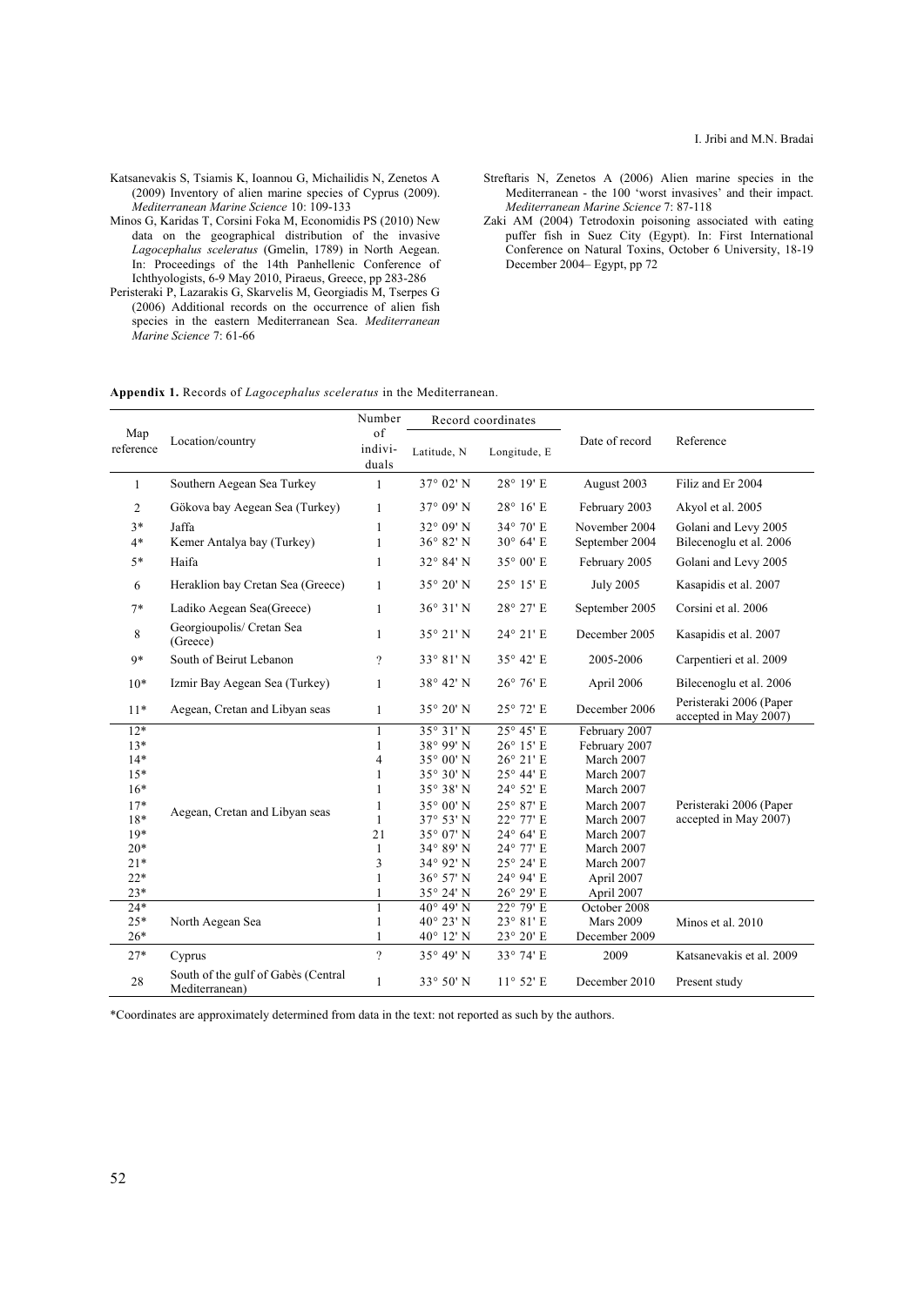Katsanevakis S, Tsiamis K, Ioannou G, Michailidis N, Zenetos A (2009) Inventory of alien marine species of Cyprus (2009). *Mediterranean Marine Science* 10: 109-133

Minos G, Karidas T, Corsini Foka M, Economidis PS (2010) New data on the geographical distribution of the invasive *Lagocephalus sceleratus* (Gmelin, 1789) in North Aegean. In: Proceedings of the 14th Panhellenic Conference of Ichthyologists, 6-9 May 2010, Piraeus, Greece, pp 283-286

Peristeraki P, Lazarakis G, Skarvelis M, Georgiadis M, Tserpes G (2006) Additional records on the occurrence of alien fish species in the eastern Mediterranean Sea. *Mediterranean Marine Science* 7: 61-66

Streftaris N, Zenetos A (2006) Alien marine species in the Mediterranean - the 100 'worst invasives' and their impact. *Mediterranean Marine Science* 7: 87-118

Zaki AM (2004) Tetrodoxin poisoning associated with eating puffer fish in Suez City (Egypt). In: First International Conference on Natural Toxins, October 6 University, 18-19 December 2004– Egypt, pp 72

**Appendix 1.** Records of *Lagocephalus sceleratus* in the Mediterranean.

| Map reference | Location/country | Number of individuals | Record coordinates | | Date of record | Reference |
|---|---|---|---|---|---|---|
| | | | Latitude, N | Longitude, E | | |
| 1 | Southern Aegean Sea Turkey | 1 | 37° 02' N | 28° 19' E | August 2003 | Filiz and Er 2004 |
| 2 | Gökova bay Aegean Sea (Turkey) | 1 | 37° 09' N | 28° 16' E | February 2003 | Akyol et al. 2005 |
| 3* | Jaffa | 1 | 32° 09' N | 34° 70' E | November 2004 | Golani and Levy 2005 |
| 4* | Kemer Antalya bay (Turkey) | 1 | 36° 82' N | 30° 64' E | September 2004 | Bilecenoglu et al. 2006 |
| 5* | Haifa | 1 | 32° 84' N | 35° 00' E | February 2005 | Golani and Levy 2005 |
| 6 | Heraklion bay Cretan Sea (Greece) | 1 | 35° 20' N | 25° 15' E | July 2005 | Kasapidis et al. 2007 |
| 7* | Ladiko Aegean Sea(Greece) | 1 | 36° 31' N | 28° 27' E | September 2005 | Corsini et al. 2006 |
| 8 | Georgioupolis/ Cretan Sea (Greece) | 1 | 35° 21' N | 24° 21' E | December 2005 | Kasapidis et al. 2007 |
| 9* | South of Beirut Lebanon | ? | 33° 81' N | 35° 42' E | 2005-2006 | Carpentieri et al. 2009 |
| 10* | Izmir Bay Aegean Sea (Turkey) | 1 | 38° 42' N | 26° 76' E | April 2006 | Bilecenoglu et al. 2006 |
| 11* | Aegean, Cretan and Libyan seas | 1 | 35° 20' N | 25° 72' E | December 2006 | Peristeraki 2006 (Paper accepted in May 2007) |
| 12* | Aegean, Cretan and Libyan seas | 1 | 35° 31' N | 25° 45' E | February 2007 | Peristeraki 2006 (Paper accepted in May 2007) |
| 13* | | 1 | 38° 99' N | 26° 15' E | February 2007 | |
| 14* | | 4 | 35° 00' N | 26° 21' E | March 2007 | |
| 15* | | 1 | 35° 30' N | 25° 44' E | March 2007 | |
| 16* | | 1 | 35° 38' N | 24° 52' E | March 2007 | |
| 17* | | 1 | 35° 00' N | 25° 87' E | March 2007 | |
| 18* | | 1 | 37° 53' N | 22° 77' E | March 2007 | |
| 19* | | 21 | 35° 07' N | 24° 64' E | March 2007 | |
| 20* | | 1 | 34° 89' N | 24° 77' E | March 2007 | |
| 21* | | 3 | 34° 92' N | 25° 24' E | March 2007 | |
| 22* | | 1 | 36° 57' N | 24° 94' E | April 2007 | |
| 23* | | 1 | 35° 24' N | 26° 29' E | April 2007 | |
| 24* | North Aegean Sea | 1 | 40° 49' N | 22° 79' E | October 2008 | Minos et al. 2010 |
| 25* | | 1 | 40° 23' N | 23° 81' E | Mars 2009 | |
| 26* | | 1 | 40° 12' N | 23° 20' E | December 2009 | |
| 27* | Cyprus | ? | 35° 49' N | 33° 74' E | 2009 | Katsanevakis et al. 2009 |
| 28 | South of the gulf of Gabès (Central Mediterranean) | 1 | 33° 50' N | 11° 52' E | December 2010 | Present study |

*Coordinates are approximately determined from data in the text: not reported as such by the authors.